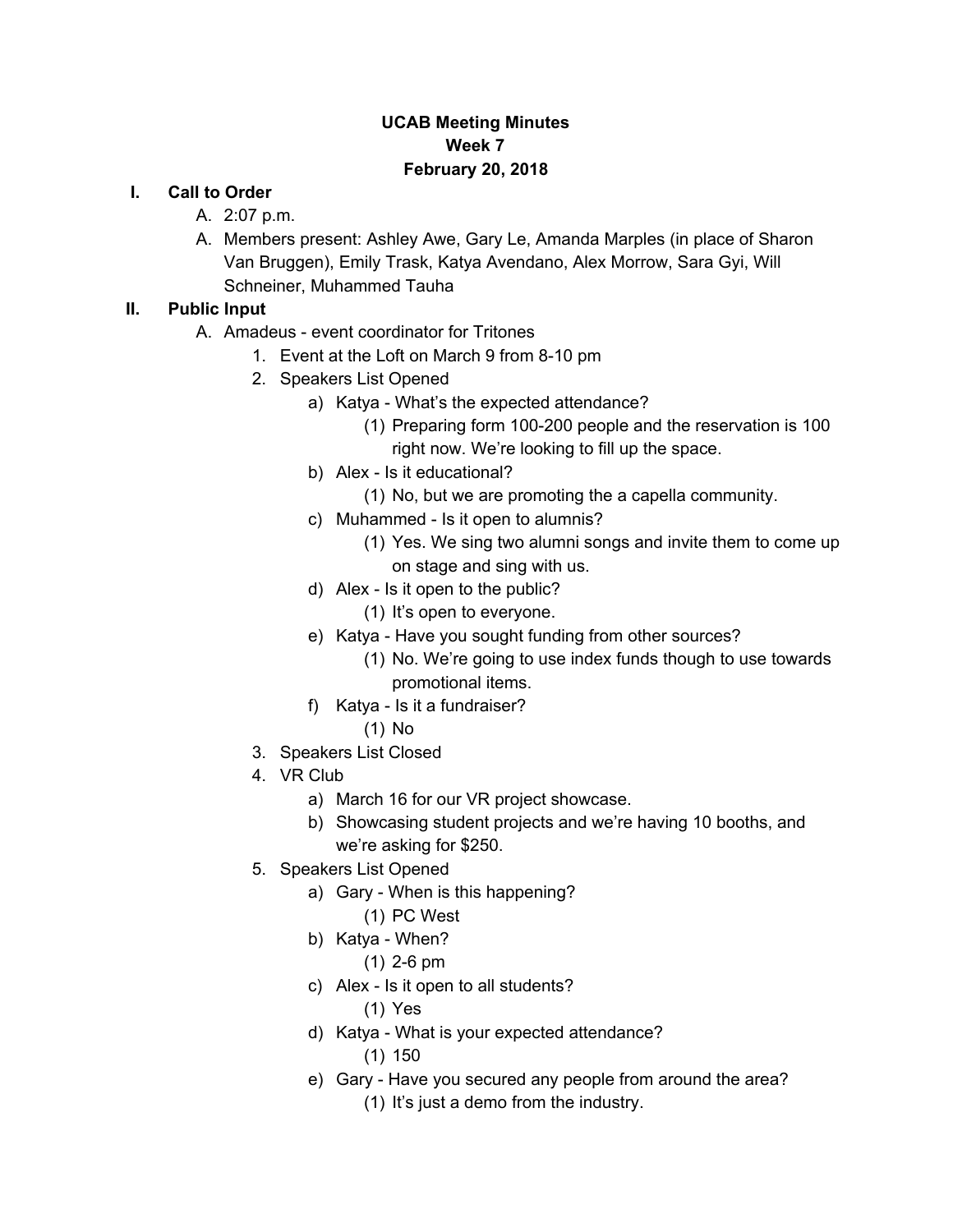**UCAB Meeting Minutes**
**Week 7**
**February 20, 2018**

**I. Call to Order**

A. 2:07 p.m.

A. Members present: Ashley Awe, Gary Le, Amanda Marples (in place of Sharon Van Bruggen), Emily Trask, Katya Avendano, Alex Morrow, Sara Gyi, Will Schneiner, Muhammed Tauha

**II. Public Input**

A. Amadeus - event coordinator for Tritones

1. Event at the Loft on March 9 from 8-10 pm
2. Speakers List Opened
    a) Katya - What's the expected attendance?
        (1) Preparing form 100-200 people and the reservation is 100 right now. We're looking to fill up the space.
    b) Alex - Is it educational?
        (1) No, but we are promoting the a capella community.
    c) Muhammed - Is it open to alumnis?
        (1) Yes. We sing two alumni songs and invite them to come up on stage and sing with us.
    d) Alex - Is it open to the public?
        (1) It's open to everyone.
    e) Katya - Have you sought funding from other sources?
        (1) No. We're going to use index funds though to use towards promotional items.
    f) Katya - Is it a fundraiser?
        (1) No
3. Speakers List Closed
4. VR Club
    a) March 16 for our VR project showcase.
    b) Showcasing student projects and we're having 10 booths, and we're asking for $250.
5. Speakers List Opened
    a) Gary - When is this happening?
        (1) PC West
    b) Katya - When?
        (1) 2-6 pm
    c) Alex - Is it open to all students?
        (1) Yes
    d) Katya - What is your expected attendance?
        (1) 150
    e) Gary - Have you secured any people from around the area?
        (1) It's just a demo from the industry.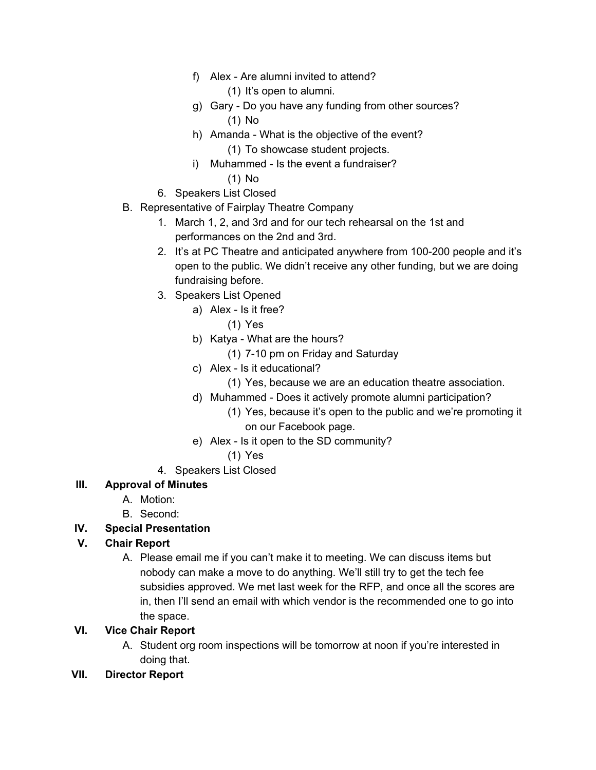f) Alex - Are alumni invited to attend?
   (1) It's open to alumni.

g) Gary - Do you have any funding from other sources?
   (1) No

h) Amanda - What is the objective of the event?
   (1) To showcase student projects.

i) Muhammed - Is the event a fundraiser?
   (1) No

6. Speakers List Closed

B. Representative of Fairplay Theatre Company

1. March 1, 2, and 3rd and for our tech rehearsal on the 1st and performances on the 2nd and 3rd.
2. It's at PC Theatre and anticipated anywhere from 100-200 people and it's open to the public. We didn't receive any other funding, but we are doing fundraising before.
3. Speakers List Opened

   a) Alex - Is it free?
      (1) Yes

   b) Katya - What are the hours?
      (1) 7-10 pm on Friday and Saturday

   c) Alex - Is it educational?
      (1) Yes, because we are an education theatre association.

   d) Muhammed - Does it actively promote alumni participation?
      (1) Yes, because it's open to the public and we're promoting it on our Facebook page.

   e) Alex - Is it open to the SD community?
      (1) Yes

4. Speakers List Closed

## III. Approval of Minutes

A. Motion:

B. Second:

## IV. Special Presentation

## V. Chair Report

A. Please email me if you can't make it to meeting. We can discuss items but nobody can make a move to do anything. We'll still try to get the tech fee subsidies approved. We met last week for the RFP, and once all the scores are in, then I'll send an email with which vendor is the recommended one to go into the space.

## VI. Vice Chair Report

A. Student org room inspections will be tomorrow at noon if you're interested in doing that.

## VII. Director Report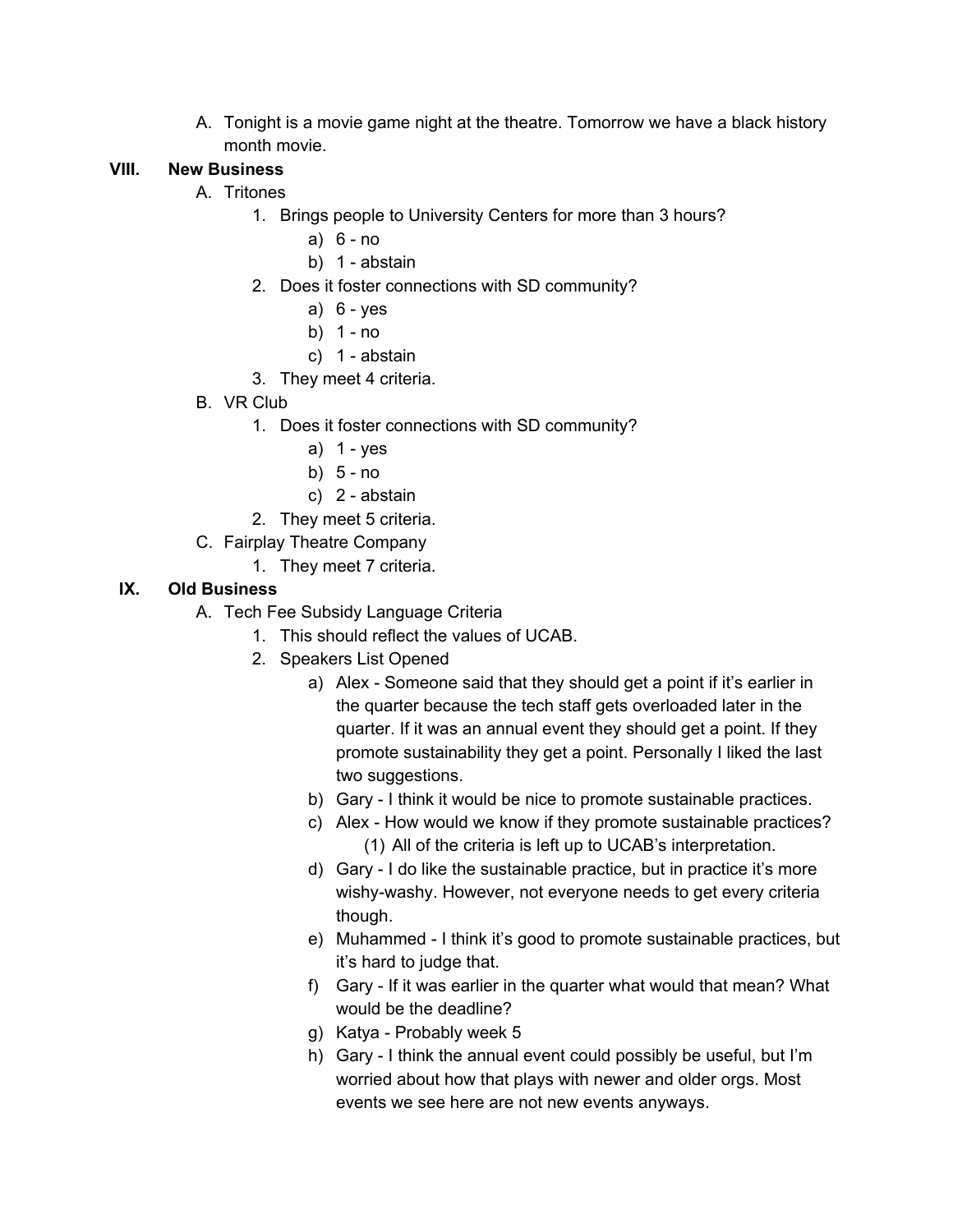A. Tonight is a movie game night at the theatre. Tomorrow we have a black history month movie.

**VIII. New Business**

A. Tritones
  1. Brings people to University Centers for more than 3 hours?
     a) 6 - no
     b) 1 - abstain
  2. Does it foster connections with SD community?
     a) 6 - yes
     b) 1 - no
     c) 1 - abstain
  3. They meet 4 criteria.

B. VR Club
  1. Does it foster connections with SD community?
     a) 1 - yes
     b) 5 - no
     c) 2 - abstain
  2. They meet 5 criteria.

C. Fairplay Theatre Company
  1. They meet 7 criteria.

**IX. Old Business**

A. Tech Fee Subsidy Language Criteria
  1. This should reflect the values of UCAB.
  2. Speakers List Opened
     a) Alex - Someone said that they should get a point if it's earlier in the quarter because the tech staff gets overloaded later in the quarter. If it was an annual event they should get a point. If they promote sustainability they get a point. Personally I liked the last two suggestions.
     b) Gary - I think it would be nice to promote sustainable practices.
     c) Alex - How would we know if they promote sustainable practices?
        (1) All of the criteria is left up to UCAB's interpretation.
     d) Gary - I do like the sustainable practice, but in practice it's more wishy-washy. However, not everyone needs to get every criteria though.
     e) Muhammed - I think it's good to promote sustainable practices, but it's hard to judge that.
     f) Gary - If it was earlier in the quarter what would that mean? What would be the deadline?
     g) Katya - Probably week 5
     h) Gary - I think the annual event could possibly be useful, but I'm worried about how that plays with newer and older orgs. Most events we see here are not new events anyways.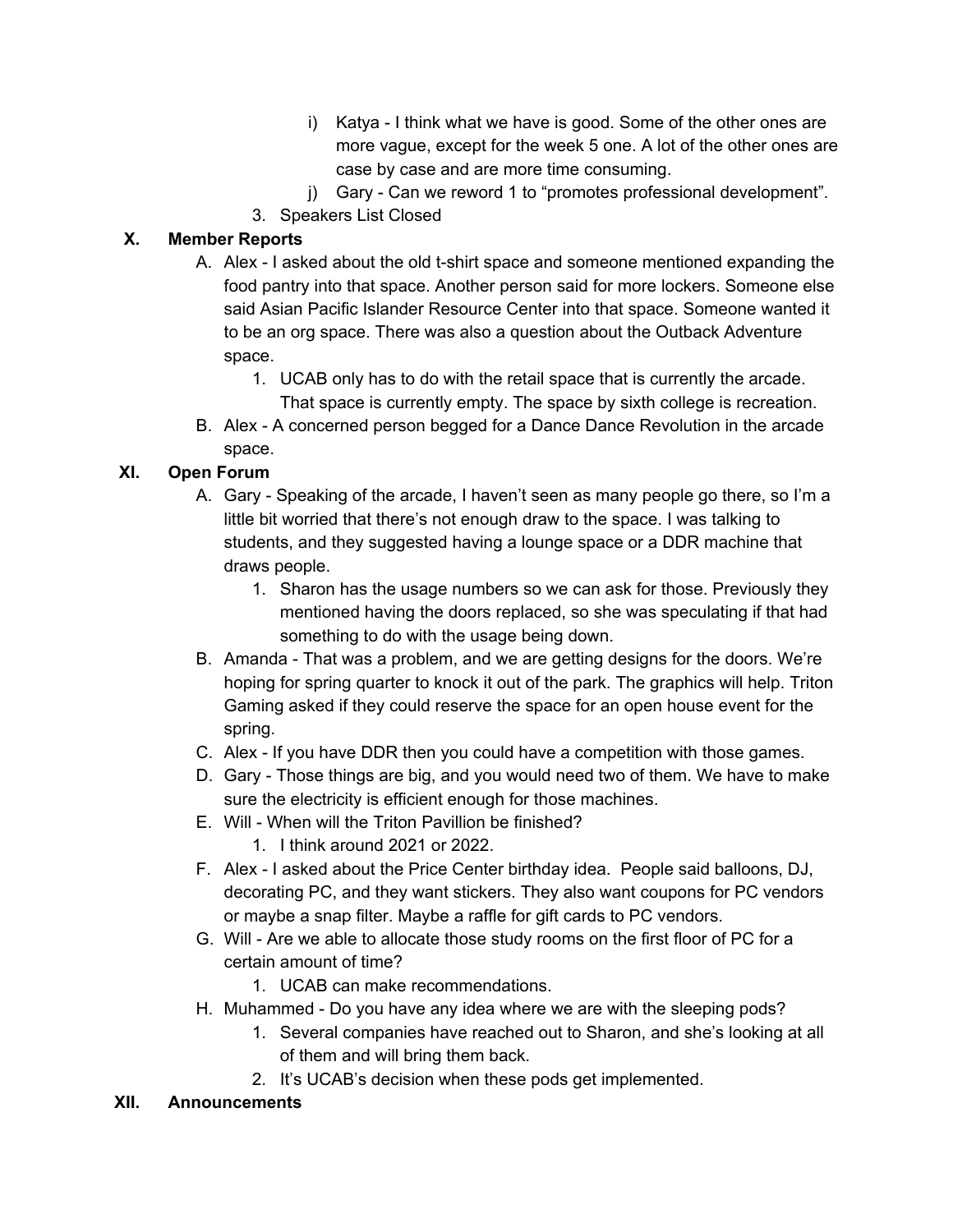i) Katya - I think what we have is good. Some of the other ones are more vague, except for the week 5 one. A lot of the other ones are case by case and are more time consuming.

j) Gary - Can we reword 1 to “promotes professional development”.

3. Speakers List Closed

## X. Member Reports

A. Alex - I asked about the old t-shirt space and someone mentioned expanding the food pantry into that space. Another person said for more lockers. Someone else said Asian Pacific Islander Resource Center into that space. Someone wanted it to be an org space. There was also a question about the Outback Adventure space.

   1. UCAB only has to do with the retail space that is currently the arcade. That space is currently empty. The space by sixth college is recreation.

B. Alex - A concerned person begged for a Dance Dance Revolution in the arcade space.

## XI. Open Forum

A. Gary - Speaking of the arcade, I haven’t seen as many people go there, so I’m a little bit worried that there’s not enough draw to the space. I was talking to students, and they suggested having a lounge space or a DDR machine that draws people.

   1. Sharon has the usage numbers so we can ask for those. Previously they mentioned having the doors replaced, so she was speculating if that had something to do with the usage being down.

B. Amanda - That was a problem, and we are getting designs for the doors. We’re hoping for spring quarter to knock it out of the park. The graphics will help. Triton Gaming asked if they could reserve the space for an open house event for the spring.

C. Alex - If you have DDR then you could have a competition with those games.

D. Gary - Those things are big, and you would need two of them. We have to make sure the electricity is efficient enough for those machines.

E. Will - When will the Triton Pavillion be finished?

   1. I think around 2021 or 2022.

F. Alex - I asked about the Price Center birthday idea. People said balloons, DJ, decorating PC, and they want stickers. They also want coupons for PC vendors or maybe a snap filter. Maybe a raffle for gift cards to PC vendors.

G. Will - Are we able to allocate those study rooms on the first floor of PC for a certain amount of time?

   1. UCAB can make recommendations.

H. Muhammed - Do you have any idea where we are with the sleeping pods?

   1. Several companies have reached out to Sharon, and she’s looking at all of them and will bring them back.
   2. It’s UCAB’s decision when these pods get implemented.

## XII. Announcements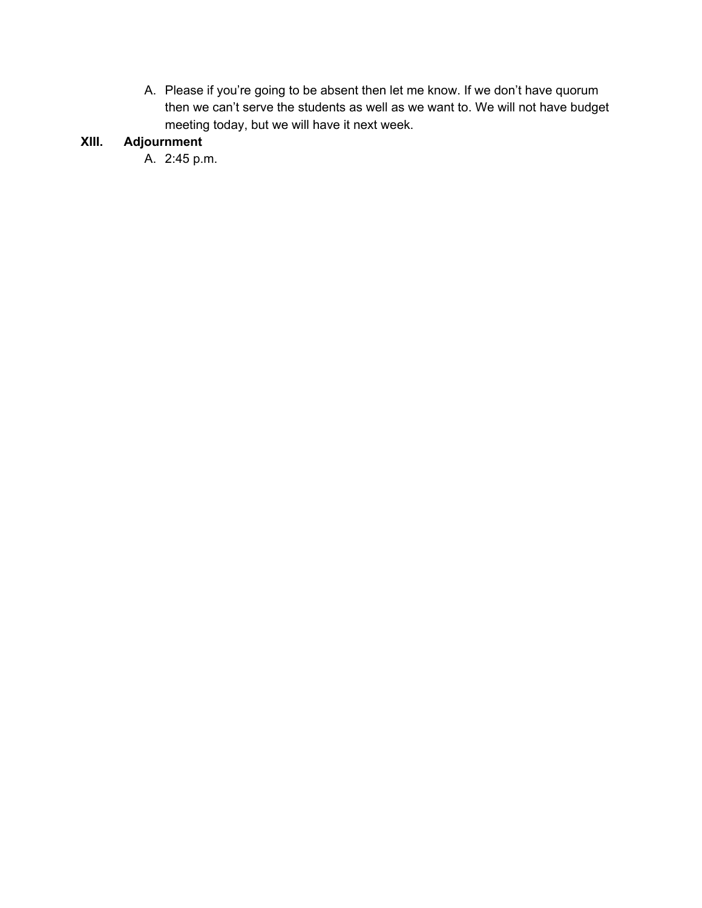A. Please if you're going to be absent then let me know. If we don't have quorum then we can't serve the students as well as we want to. We will not have budget meeting today, but we will have it next week.

**XIII. Adjournment**

A. 2:45 p.m.